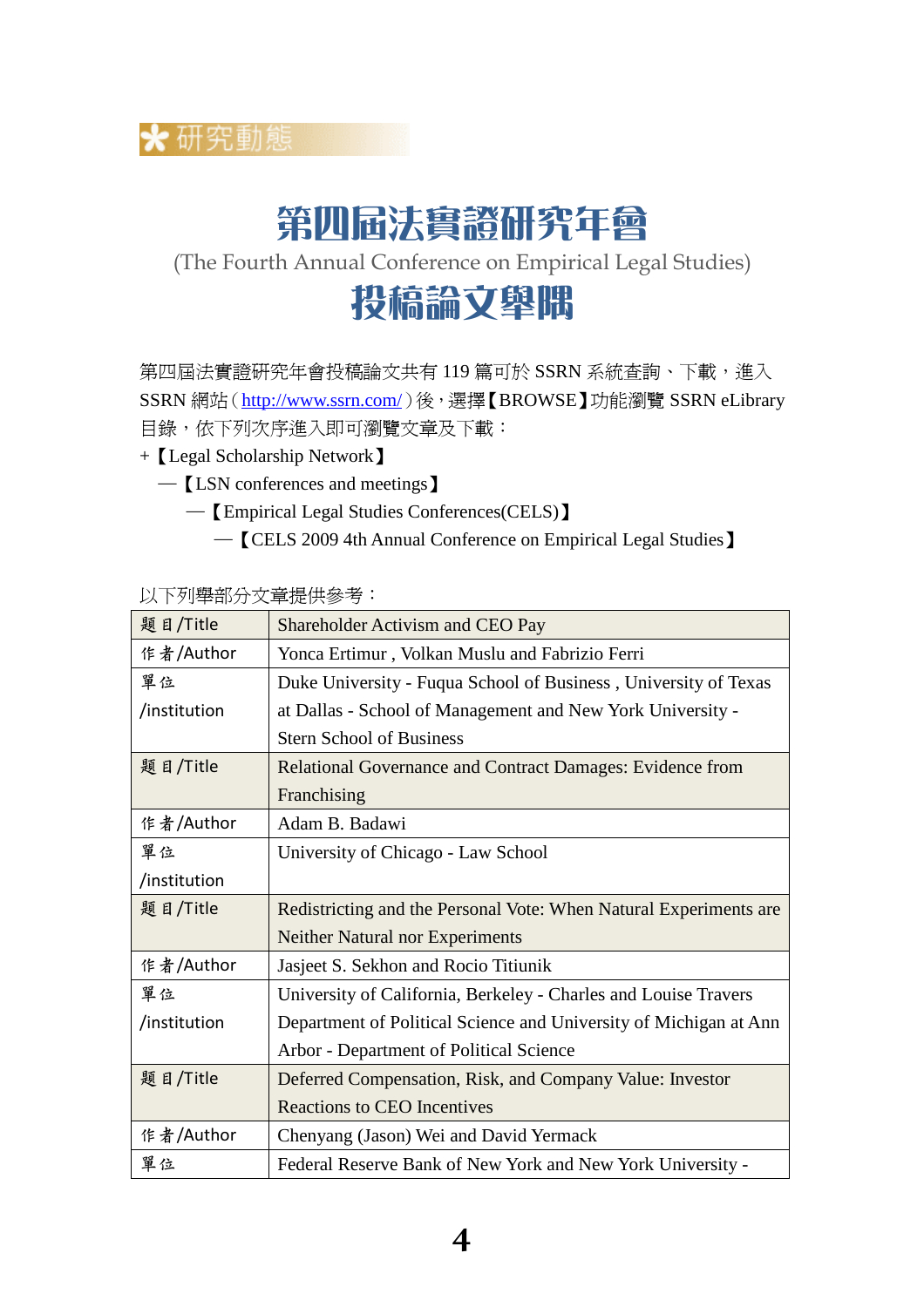研究動態

# 第四屆法實證研究年會

(The Fourth Annual Conference on Empirical Legal Studies)

# 投稿論文舉隅

第四屆法實證研究年會投稿論文共有 119 篇可於 SSRN 系統查詢、下載，進入 SSRN 網站（http://www.ssrn.com/）後，選擇【BROWSE】功能瀏覽 SSRN eLibrary 目錄，依下列次序進入即可瀏覽文章及下載：

+【Legal Scholarship Network】
  —【LSN conferences and meetings】
    —【Empirical Legal Studies Conferences(CELS)】
      —【CELS 2009 4th Annual Conference on Empirical Legal Studies】

以下列舉部分文章提供參考：

| | |
|---|---|
| 題目/Title | Shareholder Activism and CEO Pay |
| 作者/Author | Yonca Ertimur , Volkan Muslu and Fabrizio Ferri |
| 單位/institution | Duke University - Fuqua School of Business , University of Texas at Dallas - School of Management and New York University - Stern School of Business |
| 題目/Title | Relational Governance and Contract Damages: Evidence from Franchising |
| 作者/Author | Adam B. Badawi |
| 單位/institution | University of Chicago - Law School |
| 題目/Title | Redistricting and the Personal Vote: When Natural Experiments are Neither Natural nor Experiments |
| 作者/Author | Jasjeet S. Sekhon and Rocio Titiunik |
| 單位/institution | University of California, Berkeley - Charles and Louise Travers Department of Political Science and University of Michigan at Ann Arbor - Department of Political Science |
| 題目/Title | Deferred Compensation, Risk, and Company Value: Investor Reactions to CEO Incentives |
| 作者/Author | Chenyang (Jason) Wei and David Yermack |
| 單位 | Federal Reserve Bank of New York and New York University - |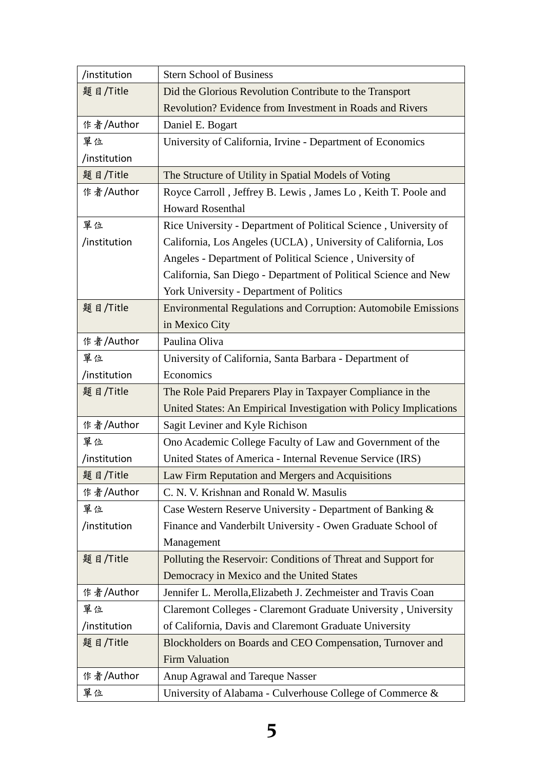| | |
|---|---|
| /institution | Stern School of Business |
| 題目/Title | Did the Glorious Revolution Contribute to the Transport Revolution? Evidence from Investment in Roads and Rivers |
| 作者/Author | Daniel E. Bogart |
| 單位 /institution | University of California, Irvine - Department of Economics |
| 題目/Title | The Structure of Utility in Spatial Models of Voting |
| 作者/Author | Royce Carroll , Jeffrey B. Lewis , James Lo , Keith T. Poole and Howard Rosenthal |
| 單位 /institution | Rice University - Department of Political Science , University of California, Los Angeles (UCLA) , University of California, Los Angeles - Department of Political Science , University of California, San Diego - Department of Political Science and New York University - Department of Politics |
| 題目/Title | Environmental Regulations and Corruption: Automobile Emissions in Mexico City |
| 作者/Author | Paulina Oliva |
| 單位 /institution | University of California, Santa Barbara - Department of Economics |
| 題目/Title | The Role Paid Preparers Play in Taxpayer Compliance in the United States: An Empirical Investigation with Policy Implications |
| 作者/Author | Sagit Leviner and Kyle Richison |
| 單位 /institution | Ono Academic College Faculty of Law and Government of the United States of America - Internal Revenue Service (IRS) |
| 題目/Title | Law Firm Reputation and Mergers and Acquisitions |
| 作者/Author | C. N. V. Krishnan and Ronald W. Masulis |
| 單位 /institution | Case Western Reserve University - Department of Banking & Finance and Vanderbilt University - Owen Graduate School of Management |
| 題目/Title | Polluting the Reservoir: Conditions of Threat and Support for Democracy in Mexico and the United States |
| 作者/Author | Jennifer L. Merolla,Elizabeth J. Zechmeister and Travis Coan |
| 單位 /institution | Claremont Colleges - Claremont Graduate University , University of California, Davis and Claremont Graduate University |
| 題目/Title | Blockholders on Boards and CEO Compensation, Turnover and Firm Valuation |
| 作者/Author | Anup Agrawal and Tareque Nasser |
| 單位 | University of Alabama - Culverhouse College of Commerce & |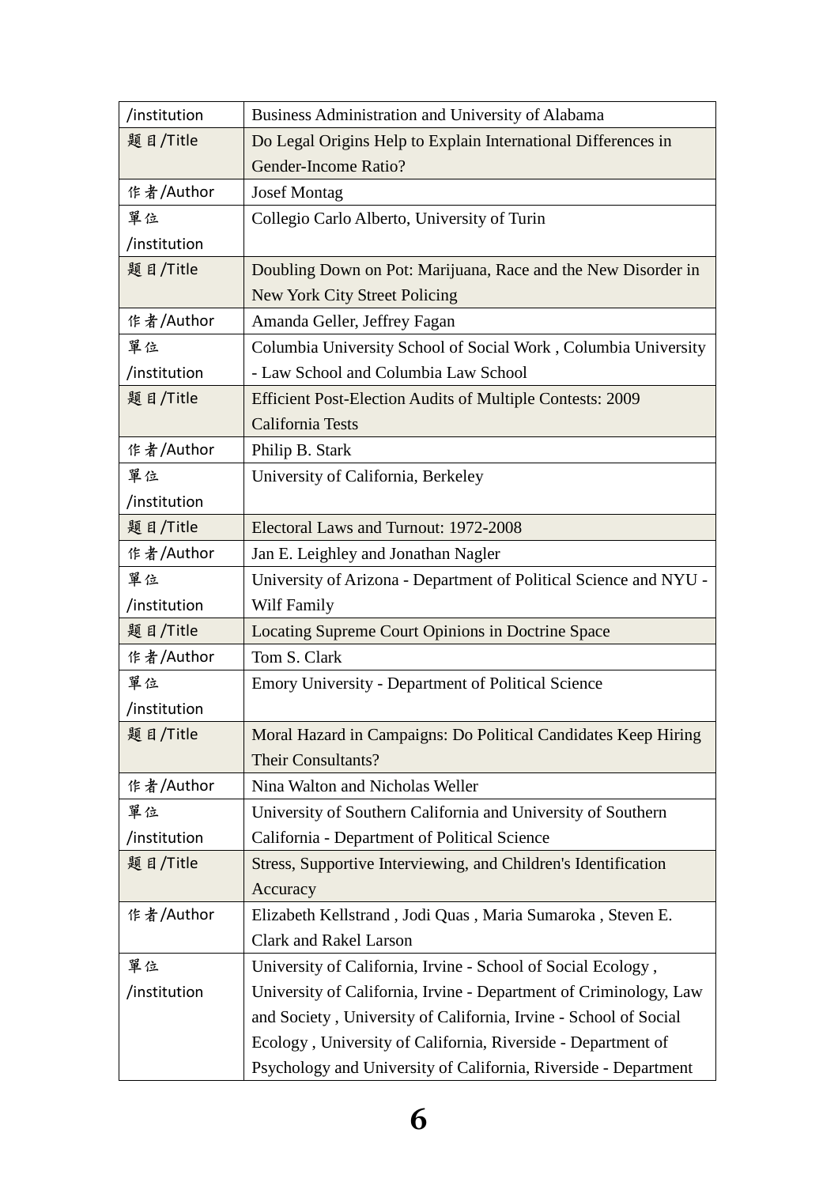| | |
|---|---|
| /institution | Business Administration and University of Alabama |
| 題目/Title | Do Legal Origins Help to Explain International Differences in Gender-Income Ratio? |
| 作者/Author | Josef Montag |
| 單位 /institution | Collegio Carlo Alberto, University of Turin |
| 題目/Title | Doubling Down on Pot: Marijuana, Race and the New Disorder in New York City Street Policing |
| 作者/Author | Amanda Geller, Jeffrey Fagan |
| 單位 /institution | Columbia University School of Social Work , Columbia University - Law School and Columbia Law School |
| 題目/Title | Efficient Post-Election Audits of Multiple Contests: 2009 California Tests |
| 作者/Author | Philip B. Stark |
| 單位 /institution | University of California, Berkeley |
| 題目/Title | Electoral Laws and Turnout: 1972-2008 |
| 作者/Author | Jan E. Leighley and Jonathan Nagler |
| 單位 /institution | University of Arizona - Department of Political Science and NYU - Wilf Family |
| 題目/Title | Locating Supreme Court Opinions in Doctrine Space |
| 作者/Author | Tom S. Clark |
| 單位 /institution | Emory University - Department of Political Science |
| 題目/Title | Moral Hazard in Campaigns: Do Political Candidates Keep Hiring Their Consultants? |
| 作者/Author | Nina Walton and Nicholas Weller |
| 單位 /institution | University of Southern California and University of Southern California - Department of Political Science |
| 題目/Title | Stress, Supportive Interviewing, and Children's Identification Accuracy |
| 作者/Author | Elizabeth Kellstrand , Jodi Quas , Maria Sumaroka , Steven E. Clark and Rakel Larson |
| 單位 /institution | University of California, Irvine - School of Social Ecology , University of California, Irvine - Department of Criminology, Law and Society , University of California, Irvine - School of Social Ecology , University of California, Riverside - Department of Psychology and University of California, Riverside - Department |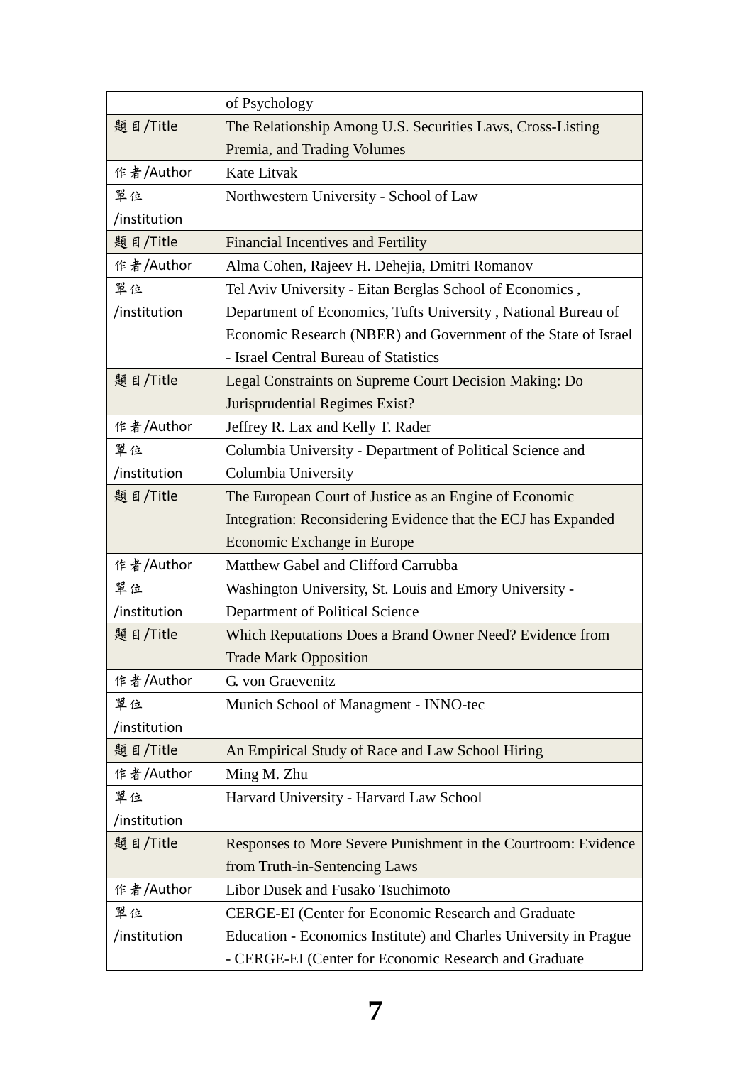| | |
|---|---|
| | of Psychology |
| 題目/Title | The Relationship Among U.S. Securities Laws, Cross-Listing Premia, and Trading Volumes |
| 作者/Author | Kate Litvak |
| 單位 /institution | Northwestern University - School of Law |
| 題目/Title | Financial Incentives and Fertility |
| 作者/Author | Alma Cohen, Rajeev H. Dehejia, Dmitri Romanov |
| 單位 /institution | Tel Aviv University - Eitan Berglas School of Economics , Department of Economics, Tufts University , National Bureau of Economic Research (NBER) and Government of the State of Israel - Israel Central Bureau of Statistics |
| 題目/Title | Legal Constraints on Supreme Court Decision Making: Do Jurisprudential Regimes Exist? |
| 作者/Author | Jeffrey R. Lax and Kelly T. Rader |
| 單位 /institution | Columbia University - Department of Political Science and Columbia University |
| 題目/Title | The European Court of Justice as an Engine of Economic Integration: Reconsidering Evidence that the ECJ has Expanded Economic Exchange in Europe |
| 作者/Author | Matthew Gabel and Clifford Carrubba |
| 單位 /institution | Washington University, St. Louis and Emory University - Department of Political Science |
| 題目/Title | Which Reputations Does a Brand Owner Need? Evidence from Trade Mark Opposition |
| 作者/Author | G. von Graevenitz |
| 單位 /institution | Munich School of Managment - INNO-tec |
| 題目/Title | An Empirical Study of Race and Law School Hiring |
| 作者/Author | Ming M. Zhu |
| 單位 /institution | Harvard University - Harvard Law School |
| 題目/Title | Responses to More Severe Punishment in the Courtroom: Evidence from Truth-in-Sentencing Laws |
| 作者/Author | Libor Dusek and Fusako Tsuchimoto |
| 單位 /institution | CERGE-EI (Center for Economic Research and Graduate Education - Economics Institute) and Charles University in Prague - CERGE-EI (Center for Economic Research and Graduate |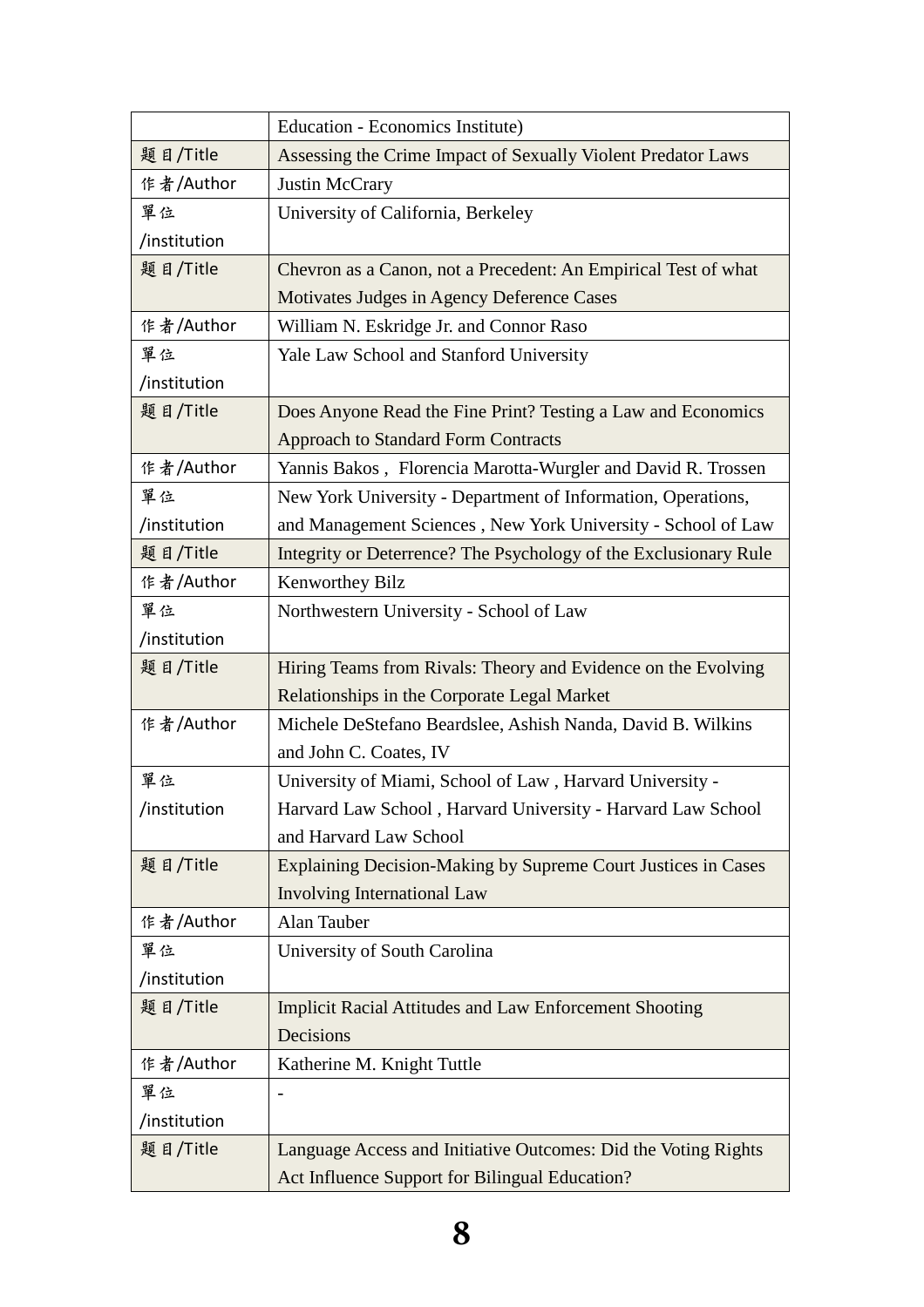| | |
|---|---|
| | Education - Economics Institute) |
| 題目/Title | Assessing the Crime Impact of Sexually Violent Predator Laws |
| 作者/Author | Justin McCrary |
| 單位 /institution | University of California, Berkeley |
| 題目/Title | Chevron as a Canon, not a Precedent: An Empirical Test of what Motivates Judges in Agency Deference Cases |
| 作者/Author | William N. Eskridge Jr. and Connor Raso |
| 單位 /institution | Yale Law School and Stanford University |
| 題目/Title | Does Anyone Read the Fine Print? Testing a Law and Economics Approach to Standard Form Contracts |
| 作者/Author | Yannis Bakos , Florencia Marotta-Wurgler and David R. Trossen |
| 單位 /institution | New York University - Department of Information, Operations, and Management Sciences , New York University - School of Law |
| 題目/Title | Integrity or Deterrence? The Psychology of the Exclusionary Rule |
| 作者/Author | Kenworthey Bilz |
| 單位 /institution | Northwestern University - School of Law |
| 題目/Title | Hiring Teams from Rivals: Theory and Evidence on the Evolving Relationships in the Corporate Legal Market |
| 作者/Author | Michele DeStefano Beardslee, Ashish Nanda, David B. Wilkins and John C. Coates, IV |
| 單位 /institution | University of Miami, School of Law , Harvard University - Harvard Law School , Harvard University - Harvard Law School and Harvard Law School |
| 題目/Title | Explaining Decision-Making by Supreme Court Justices in Cases Involving International Law |
| 作者/Author | Alan Tauber |
| 單位 /institution | University of South Carolina |
| 題目/Title | Implicit Racial Attitudes and Law Enforcement Shooting Decisions |
| 作者/Author | Katherine M. Knight Tuttle |
| 單位 /institution | - |
| 題目/Title | Language Access and Initiative Outcomes: Did the Voting Rights Act Influence Support for Bilingual Education? |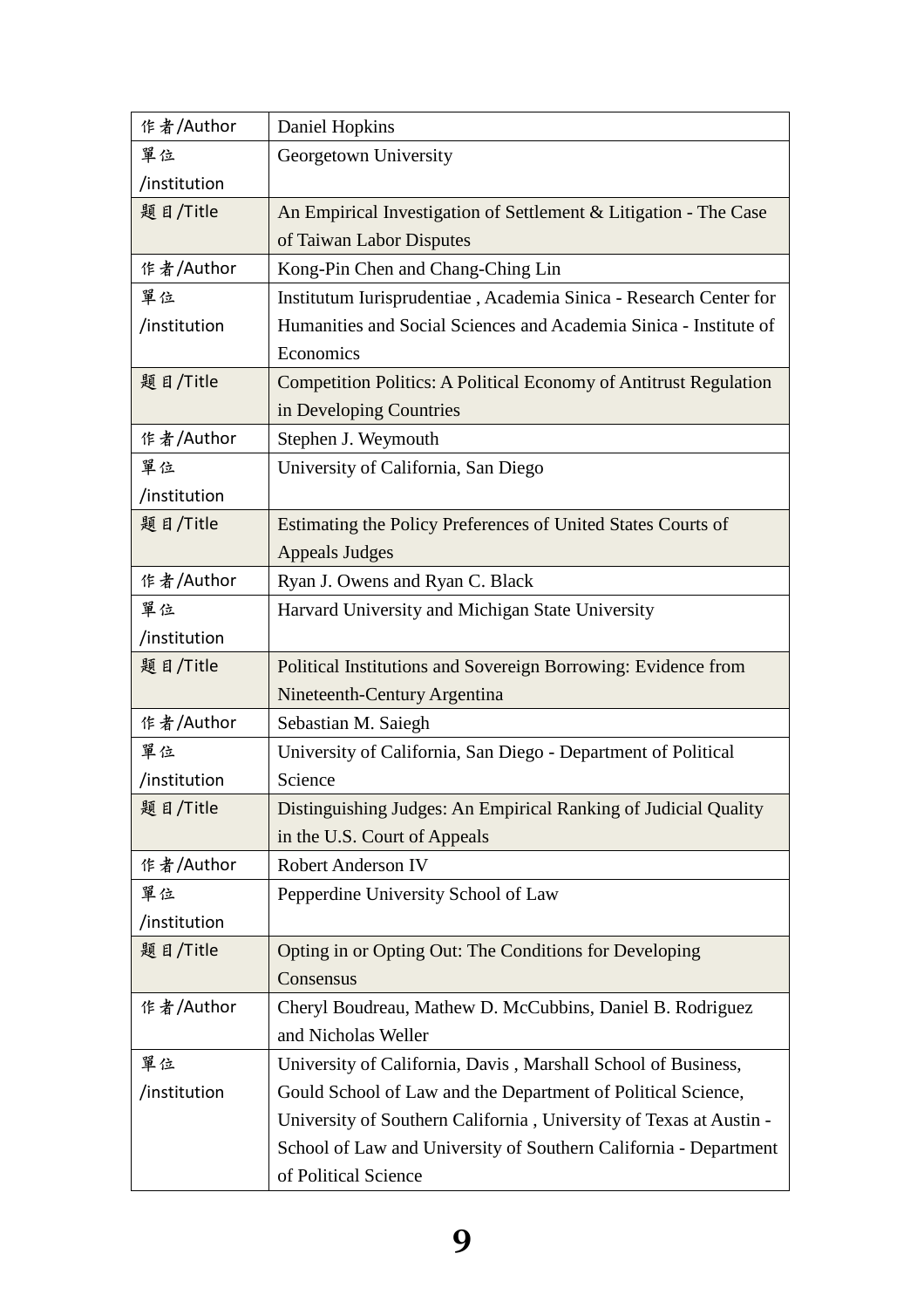| | |
|---|---|
| 作者/Author | Daniel Hopkins |
| 單位/institution | Georgetown University |
| 題目/Title | An Empirical Investigation of Settlement & Litigation - The Case of Taiwan Labor Disputes |
| 作者/Author | Kong-Pin Chen and Chang-Ching Lin |
| 單位/institution | Institutum Iurisprudentiae , Academia Sinica - Research Center for Humanities and Social Sciences and Academia Sinica - Institute of Economics |
| 題目/Title | Competition Politics: A Political Economy of Antitrust Regulation in Developing Countries |
| 作者/Author | Stephen J. Weymouth |
| 單位/institution | University of California, San Diego |
| 題目/Title | Estimating the Policy Preferences of United States Courts of Appeals Judges |
| 作者/Author | Ryan J. Owens and Ryan C. Black |
| 單位/institution | Harvard University and Michigan State University |
| 題目/Title | Political Institutions and Sovereign Borrowing: Evidence from Nineteenth-Century Argentina |
| 作者/Author | Sebastian M. Saiegh |
| 單位/institution | University of California, San Diego - Department of Political Science |
| 題目/Title | Distinguishing Judges: An Empirical Ranking of Judicial Quality in the U.S. Court of Appeals |
| 作者/Author | Robert Anderson IV |
| 單位/institution | Pepperdine University School of Law |
| 題目/Title | Opting in or Opting Out: The Conditions for Developing Consensus |
| 作者/Author | Cheryl Boudreau, Mathew D. McCubbins, Daniel B. Rodriguez and Nicholas Weller |
| 單位/institution | University of California, Davis , Marshall School of Business, Gould School of Law and the Department of Political Science, University of Southern California , University of Texas at Austin - School of Law and University of Southern California - Department of Political Science |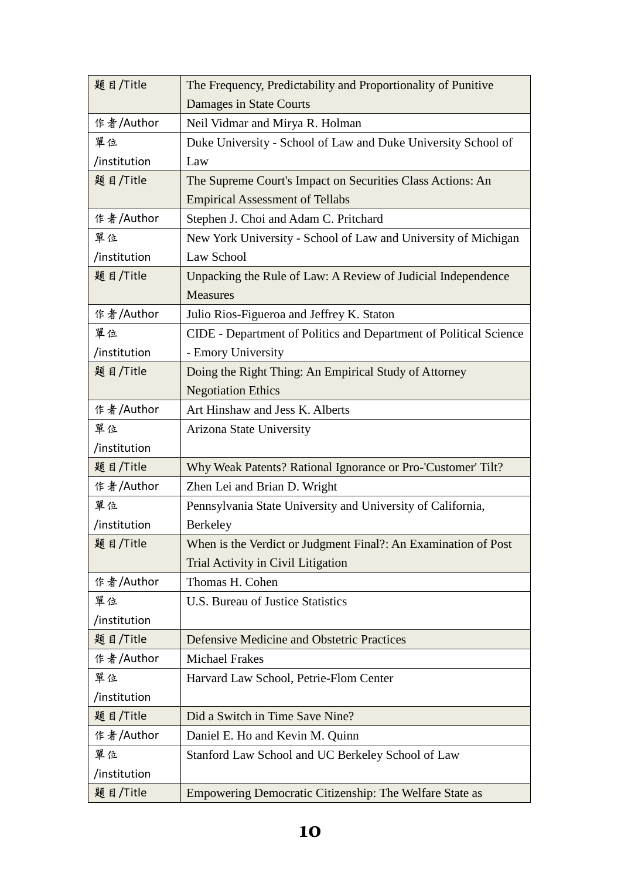| | |
|---|---|
| 題目/Title | The Frequency, Predictability and Proportionality of Punitive Damages in State Courts |
| 作者/Author | Neil Vidmar and Mirya R. Holman |
| 單位 /institution | Duke University - School of Law and Duke University School of Law |
| 題目/Title | The Supreme Court's Impact on Securities Class Actions: An Empirical Assessment of Tellabs |
| 作者/Author | Stephen J. Choi and Adam C. Pritchard |
| 單位 /institution | New York University - School of Law and University of Michigan Law School |
| 題目/Title | Unpacking the Rule of Law: A Review of Judicial Independence Measures |
| 作者/Author | Julio Rios-Figueroa and Jeffrey K. Staton |
| 單位 /institution | CIDE - Department of Politics and Department of Political Science - Emory University |
| 題目/Title | Doing the Right Thing: An Empirical Study of Attorney Negotiation Ethics |
| 作者/Author | Art Hinshaw and Jess K. Alberts |
| 單位 /institution | Arizona State University |
| 題目/Title | Why Weak Patents? Rational Ignorance or Pro-'Customer' Tilt? |
| 作者/Author | Zhen Lei and Brian D. Wright |
| 單位 /institution | Pennsylvania State University and University of California, Berkeley |
| 題目/Title | When is the Verdict or Judgment Final?: An Examination of Post Trial Activity in Civil Litigation |
| 作者/Author | Thomas H. Cohen |
| 單位 /institution | U.S. Bureau of Justice Statistics |
| 題目/Title | Defensive Medicine and Obstetric Practices |
| 作者/Author | Michael Frakes |
| 單位 /institution | Harvard Law School, Petrie-Flom Center |
| 題目/Title | Did a Switch in Time Save Nine? |
| 作者/Author | Daniel E. Ho and Kevin M. Quinn |
| 單位 /institution | Stanford Law School and UC Berkeley School of Law |
| 題目/Title | Empowering Democratic Citizenship: The Welfare State as |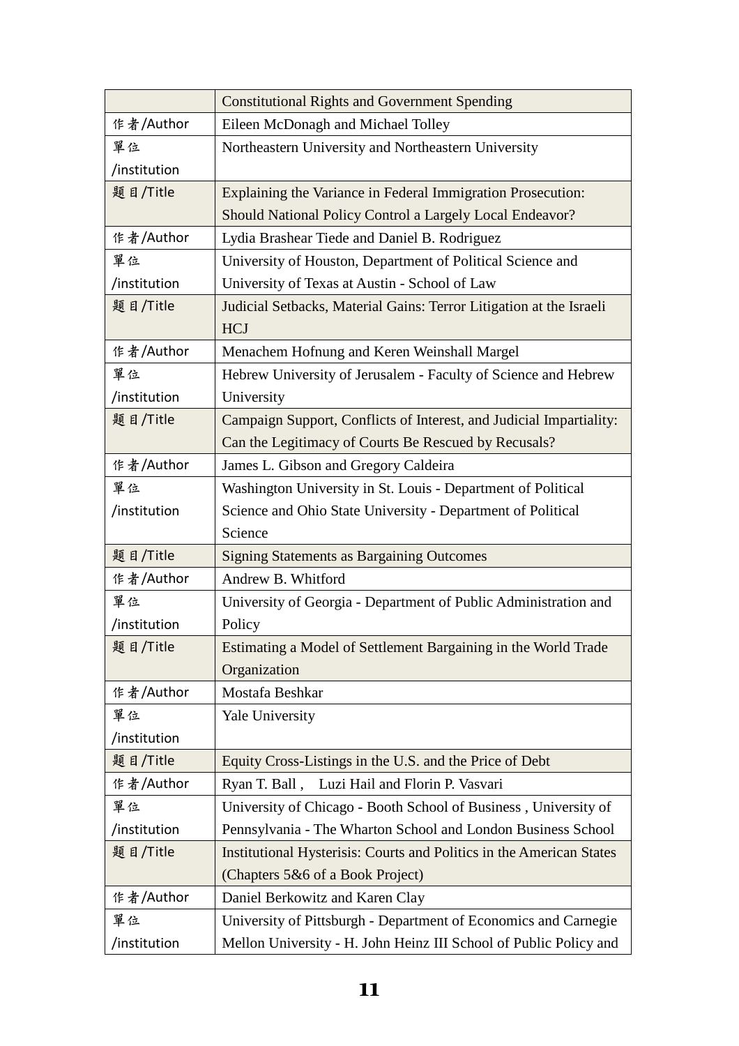| | |
|---|---|
| | Constitutional Rights and Government Spending |
| 作者/Author | Eileen McDonagh and Michael Tolley |
| 單位 /institution | Northeastern University and Northeastern University |
| 題目/Title | Explaining the Variance in Federal Immigration Prosecution: Should National Policy Control a Largely Local Endeavor? |
| 作者/Author | Lydia Brashear Tiede and Daniel B. Rodriguez |
| 單位 /institution | University of Houston, Department of Political Science and University of Texas at Austin - School of Law |
| 題目/Title | Judicial Setbacks, Material Gains: Terror Litigation at the Israeli HCJ |
| 作者/Author | Menachem Hofnung and Keren Weinshall Margel |
| 單位 /institution | Hebrew University of Jerusalem - Faculty of Science and Hebrew University |
| 題目/Title | Campaign Support, Conflicts of Interest, and Judicial Impartiality: Can the Legitimacy of Courts Be Rescued by Recusals? |
| 作者/Author | James L. Gibson and Gregory Caldeira |
| 單位 /institution | Washington University in St. Louis - Department of Political Science and Ohio State University - Department of Political Science |
| 題目/Title | Signing Statements as Bargaining Outcomes |
| 作者/Author | Andrew B. Whitford |
| 單位 /institution | University of Georgia - Department of Public Administration and Policy |
| 題目/Title | Estimating a Model of Settlement Bargaining in the World Trade Organization |
| 作者/Author | Mostafa Beshkar |
| 單位 /institution | Yale University |
| 題目/Title | Equity Cross-Listings in the U.S. and the Price of Debt |
| 作者/Author | Ryan T. Ball , Luzi Hail and Florin P. Vasvari |
| 單位 /institution | University of Chicago - Booth School of Business , University of Pennsylvania - The Wharton School and London Business School |
| 題目/Title | Institutional Hysterisis: Courts and Politics in the American States (Chapters 5&6 of a Book Project) |
| 作者/Author | Daniel Berkowitz and Karen Clay |
| 單位 /institution | University of Pittsburgh - Department of Economics and Carnegie Mellon University - H. John Heinz III School of Public Policy and |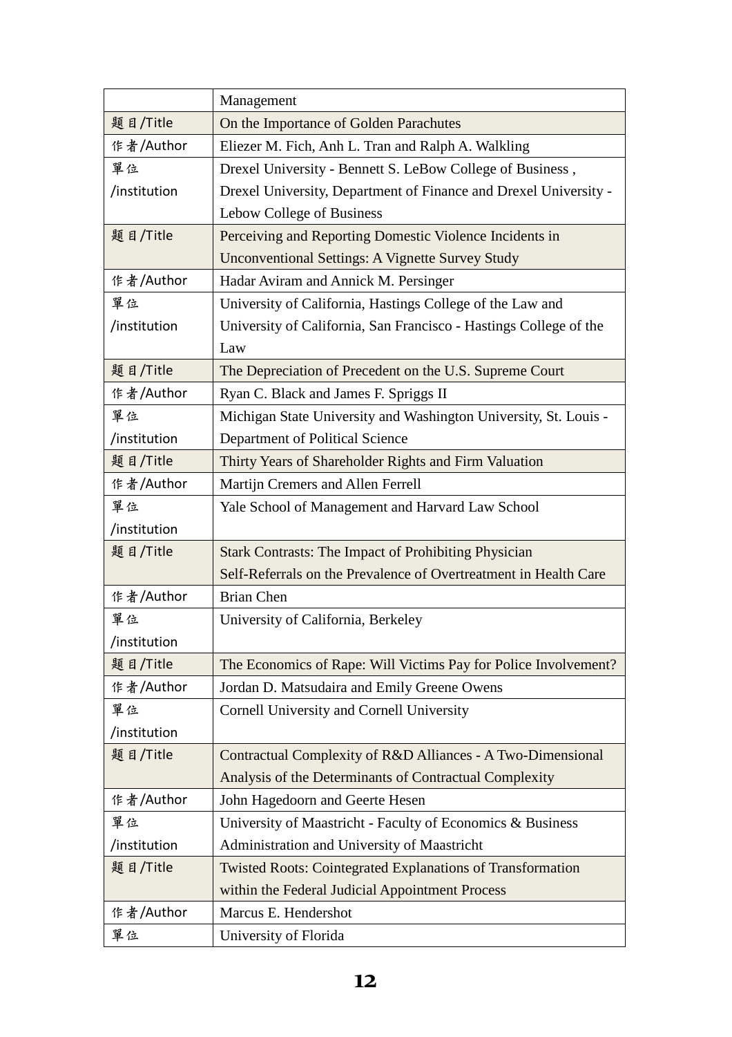| | |
|---|---|
| | Management |
| 題目/Title | On the Importance of Golden Parachutes |
| 作者/Author | Eliezer M. Fich, Anh L. Tran and Ralph A. Walkling |
| 單位 /institution | Drexel University - Bennett S. LeBow College of Business , Drexel University, Department of Finance and Drexel University - Lebow College of Business |
| 題目/Title | Perceiving and Reporting Domestic Violence Incidents in Unconventional Settings: A Vignette Survey Study |
| 作者/Author | Hadar Aviram and Annick M. Persinger |
| 單位 /institution | University of California, Hastings College of the Law and University of California, San Francisco - Hastings College of the Law |
| 題目/Title | The Depreciation of Precedent on the U.S. Supreme Court |
| 作者/Author | Ryan C. Black and James F. Spriggs II |
| 單位 /institution | Michigan State University and Washington University, St. Louis - Department of Political Science |
| 題目/Title | Thirty Years of Shareholder Rights and Firm Valuation |
| 作者/Author | Martijn Cremers and Allen Ferrell |
| 單位 /institution | Yale School of Management and Harvard Law School |
| 題目/Title | Stark Contrasts: The Impact of Prohibiting Physician Self-Referrals on the Prevalence of Overtreatment in Health Care |
| 作者/Author | Brian Chen |
| 單位 /institution | University of California, Berkeley |
| 題目/Title | The Economics of Rape: Will Victims Pay for Police Involvement? |
| 作者/Author | Jordan D. Matsudaira and Emily Greene Owens |
| 單位 /institution | Cornell University and Cornell University |
| 題目/Title | Contractual Complexity of R&D Alliances - A Two-Dimensional Analysis of the Determinants of Contractual Complexity |
| 作者/Author | John Hagedoorn and Geerte Hesen |
| 單位 /institution | University of Maastricht - Faculty of Economics & Business Administration and University of Maastricht |
| 題目/Title | Twisted Roots: Cointegrated Explanations of Transformation within the Federal Judicial Appointment Process |
| 作者/Author | Marcus E. Hendershot |
| 單位 | University of Florida |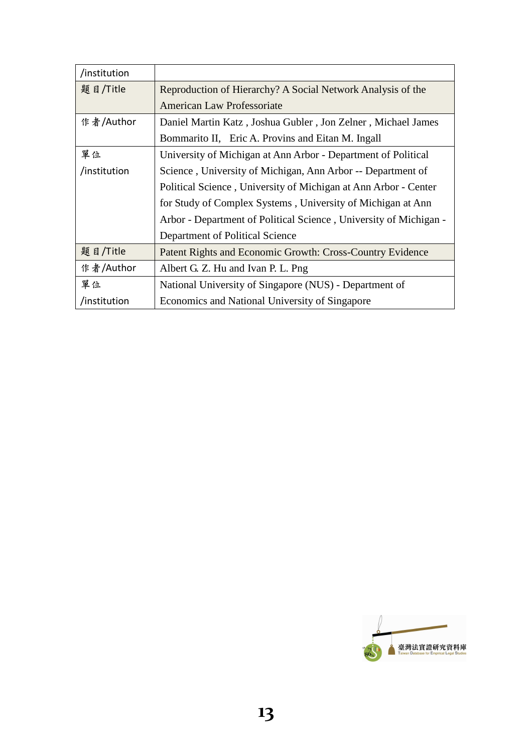| | |
|---|---|
| /institution | |
| 題目/Title | Reproduction of Hierarchy? A Social Network Analysis of the American Law Professoriate |
| 作者/Author | Daniel Martin Katz , Joshua Gubler , Jon Zelner , Michael James Bommarito II, Eric A. Provins and Eitan M. Ingall |
| 單位 /institution | University of Michigan at Ann Arbor - Department of Political Science , University of Michigan, Ann Arbor -- Department of Political Science , University of Michigan at Ann Arbor - Center for Study of Complex Systems , University of Michigan at Ann Arbor - Department of Political Science , University of Michigan - Department of Political Science |
| 題目/Title | Patent Rights and Economic Growth: Cross-Country Evidence |
| 作者/Author | Albert G. Z. Hu and Ivan P. L. Png |
| 單位 /institution | National University of Singapore (NUS) - Department of Economics and National University of Singapore |

臺灣法實證研究資料庫
Taiwan Database for Empirical Legal Studies